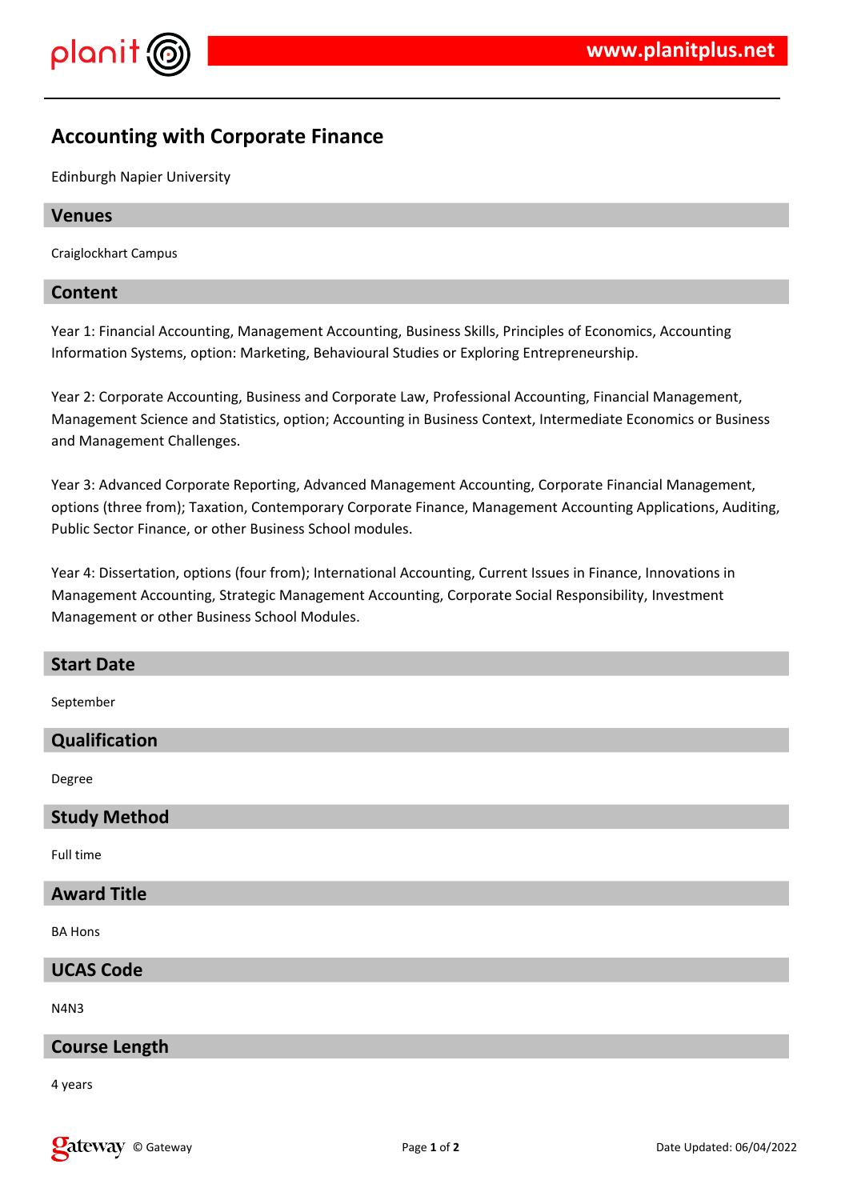# Accounting with Corporate Finance

Edinburgh Napier University

## Venues

Craiglockhart Campus

## Content

Year 1: Financial Accounting, Management Accounting, Business Skills, Principles of Economics, Accounting Information Systems, option: Marketing, Behavioural Studies or Exploring Entrepreneurship.

Year 2: Corporate Accounting, Business and Corporate Law, Professional Accounting, Financial Management, Management Science and Statistics, option; Accounting in Business Context, Intermediate Economics or Business and Management Challenges.

Year 3: Advanced Corporate Reporting, Advanced Management Accounting, Corporate Financial Management, options (three from); Taxation, Contemporary Corporate Finance, Management Accounting Applications, Auditing, Public Sector Finance, or other Business School modules.

Year 4: Dissertation, options (four from); International Accounting, Current Issues in Finance, Innovations in Management Accounting, Strategic Management Accounting, Corporate Social Responsibility, Investment Management or other Business School Modules.

## Start Date

September

## Qualification

Degree

## Study Method

Full time

## Award Title

BA Hons

## UCAS Code

N4N3

## Course Length

4 years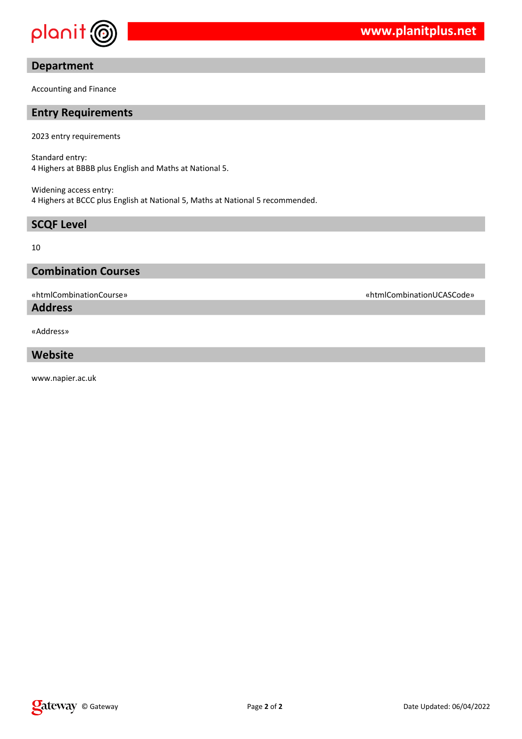## Department

Accounting and Finance

## Entry Requirements

2023 entry requirements

Standard entry:
4 Highers at BBBB plus English and Maths at National 5.

Widening access entry:
4 Highers at BCCC plus English at National 5, Maths at National 5 recommended.

## SCQF Level

10

## Combination Courses

«htmlCombinationCourse» «htmlCombinationUCASCode»

## Address

«Address»

## Website

www.napier.ac.uk